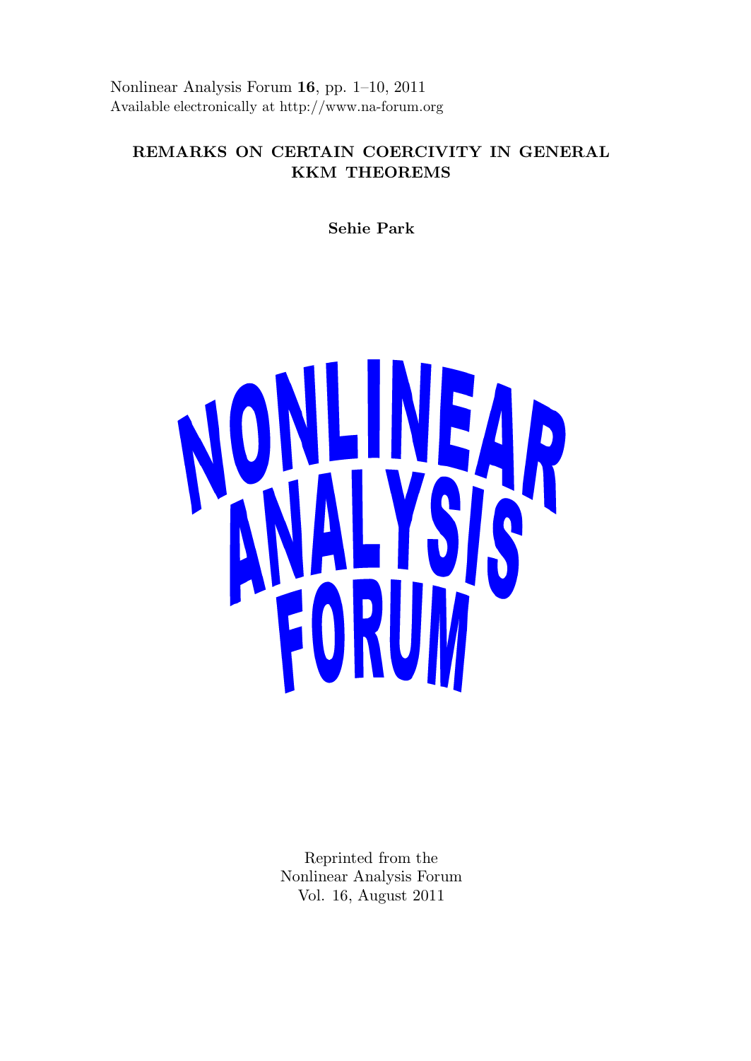Nonlinear Analysis Forum **16**, pp. 1–10, 2011
Available electronically at http://www.na-forum.org

# REMARKS ON CERTAIN COERCIVITY IN GENERAL KKM THEOREMS

**Sehie Park**

NONLINEAR ANALYSIS FORUM

Reprinted from the
Nonlinear Analysis Forum
Vol. 16, August 2011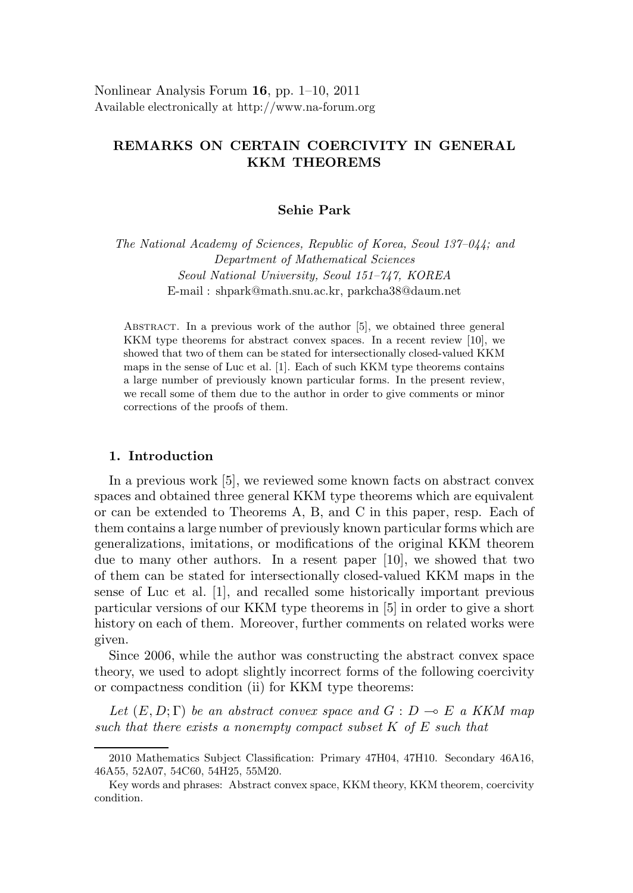Nonlinear Analysis Forum **16**, pp. 1–10, 2011
Available electronically at http://www.na-forum.org

# REMARKS ON CERTAIN COERCIVITY IN GENERAL KKM THEOREMS

**Sehie Park**

*The National Academy of Sciences, Republic of Korea, Seoul 137–044; and Department of Mathematical Sciences Seoul National University, Seoul 151–747, KOREA*
E-mail : shpark@math.snu.ac.kr, parkcha38@daum.net

Abstract. In a previous work of the author [5], we obtained three general KKM type theorems for abstract convex spaces. In a recent review [10], we showed that two of them can be stated for intersectionally closed-valued KKM maps in the sense of Luc et al. [1]. Each of such KKM type theorems contains a large number of previously known particular forms. In the present review, we recall some of them due to the author in order to give comments or minor corrections of the proofs of them.

## 1. Introduction

In a previous work [5], we reviewed some known facts on abstract convex spaces and obtained three general KKM type theorems which are equivalent or can be extended to Theorems A, B, and C in this paper, resp. Each of them contains a large number of previously known particular forms which are generalizations, imitations, or modifications of the original KKM theorem due to many other authors. In a resent paper [10], we showed that two of them can be stated for intersectionally closed-valued KKM maps in the sense of Luc et al. [1], and recalled some historically important previous particular versions of our KKM type theorems in [5] in order to give a short history on each of them. Moreover, further comments on related works were given.

Since 2006, while the author was constructing the abstract convex space theory, we used to adopt slightly incorrect forms of the following coercivity or compactness condition (ii) for KKM type theorems:

*Let $(E, D; \Gamma)$ be an abstract convex space and $G : D \multimap E$ a KKM map such that there exists a nonempty compact subset $K$ of $E$ such that*

---

2010 Mathematics Subject Classification: Primary 47H04, 47H10. Secondary 46A16, 46A55, 52A07, 54C60, 54H25, 55M20.

Key words and phrases: Abstract convex space, KKM theory, KKM theorem, coercivity condition.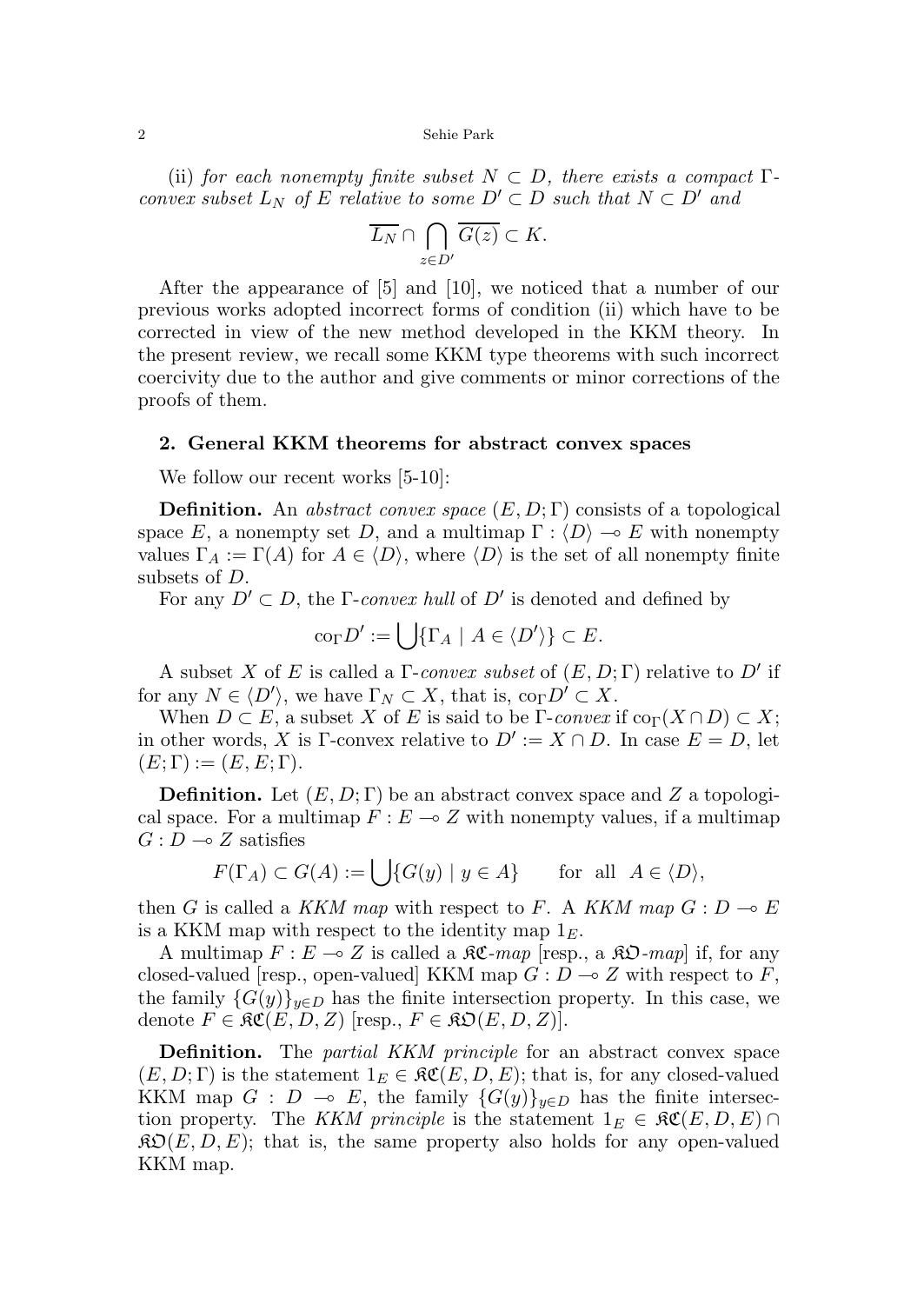(ii) *for each nonempty finite subset $N \subset D$, there exists a compact $\Gamma$-convex subset $L_N$ of $E$ relative to some $D' \subset D$ such that $N \subset D'$ and*

$$\overline{L_N} \cap \bigcap_{z \in D'} \overline{G(z)} \subset K.$$

After the appearance of [5] and [10], we noticed that a number of our previous works adopted incorrect forms of condition (ii) which have to be corrected in view of the new method developed in the KKM theory. In the present review, we recall some KKM type theorems with such incorrect coercivity due to the author and give comments or minor corrections of the proofs of them.

## 2. General KKM theorems for abstract convex spaces

We follow our recent works [5-10]:

**Definition.** An *abstract convex space* $(E, D; \Gamma)$ consists of a topological space $E$, a nonempty set $D$, and a multimap $\Gamma : \langle D \rangle \multimap E$ with nonempty values $\Gamma_A := \Gamma(A)$ for $A \in \langle D \rangle$, where $\langle D \rangle$ is the set of all nonempty finite subsets of $D$.

For any $D' \subset D$, the $\Gamma$-*convex hull* of $D'$ is denoted and defined by

$$\mathrm{co}_\Gamma D' := \bigcup \{\Gamma_A \mid A \in \langle D' \rangle\} \subset E.$$

A subset $X$ of $E$ is called a $\Gamma$-*convex subset* of $(E, D; \Gamma)$ relative to $D'$ if for any $N \in \langle D' \rangle$, we have $\Gamma_N \subset X$, that is, $\mathrm{co}_\Gamma D' \subset X$.

When $D \subset E$, a subset $X$ of $E$ is said to be $\Gamma$-*convex* if $\mathrm{co}_\Gamma(X \cap D) \subset X$; in other words, $X$ is $\Gamma$-convex relative to $D' := X \cap D$. In case $E = D$, let $(E; \Gamma) := (E, E; \Gamma)$.

**Definition.** Let $(E, D; \Gamma)$ be an abstract convex space and $Z$ a topological space. For a multimap $F : E \multimap Z$ with nonempty values, if a multimap $G : D \multimap Z$ satisfies

$$F(\Gamma_A) \subset G(A) := \bigcup \{G(y) \mid y \in A\} \qquad \text{for all} \;\; A \in \langle D \rangle,$$

then $G$ is called a *KKM map* with respect to $F$. A *KKM map* $G : D \multimap E$ is a KKM map with respect to the identity map $1_E$.

A multimap $F : E \multimap Z$ is called a $\mathfrak{KC}$-*map* [resp., a $\mathfrak{KO}$-*map*] if, for any closed-valued [resp., open-valued] KKM map $G : D \multimap Z$ with respect to $F$, the family $\{G(y)\}_{y \in D}$ has the finite intersection property. In this case, we denote $F \in \mathfrak{KC}(E, D, Z)$ [resp., $F \in \mathfrak{KO}(E, D, Z)$].

**Definition.** The *partial KKM principle* for an abstract convex space $(E, D; \Gamma)$ is the statement $1_E \in \mathfrak{KC}(E, D, E)$; that is, for any closed-valued KKM map $G : D \multimap E$, the family $\{G(y)\}_{y \in D}$ has the finite intersection property. The *KKM principle* is the statement $1_E \in \mathfrak{KC}(E, D, E) \cap \mathfrak{KO}(E, D, E)$; that is, the same property also holds for any open-valued KKM map.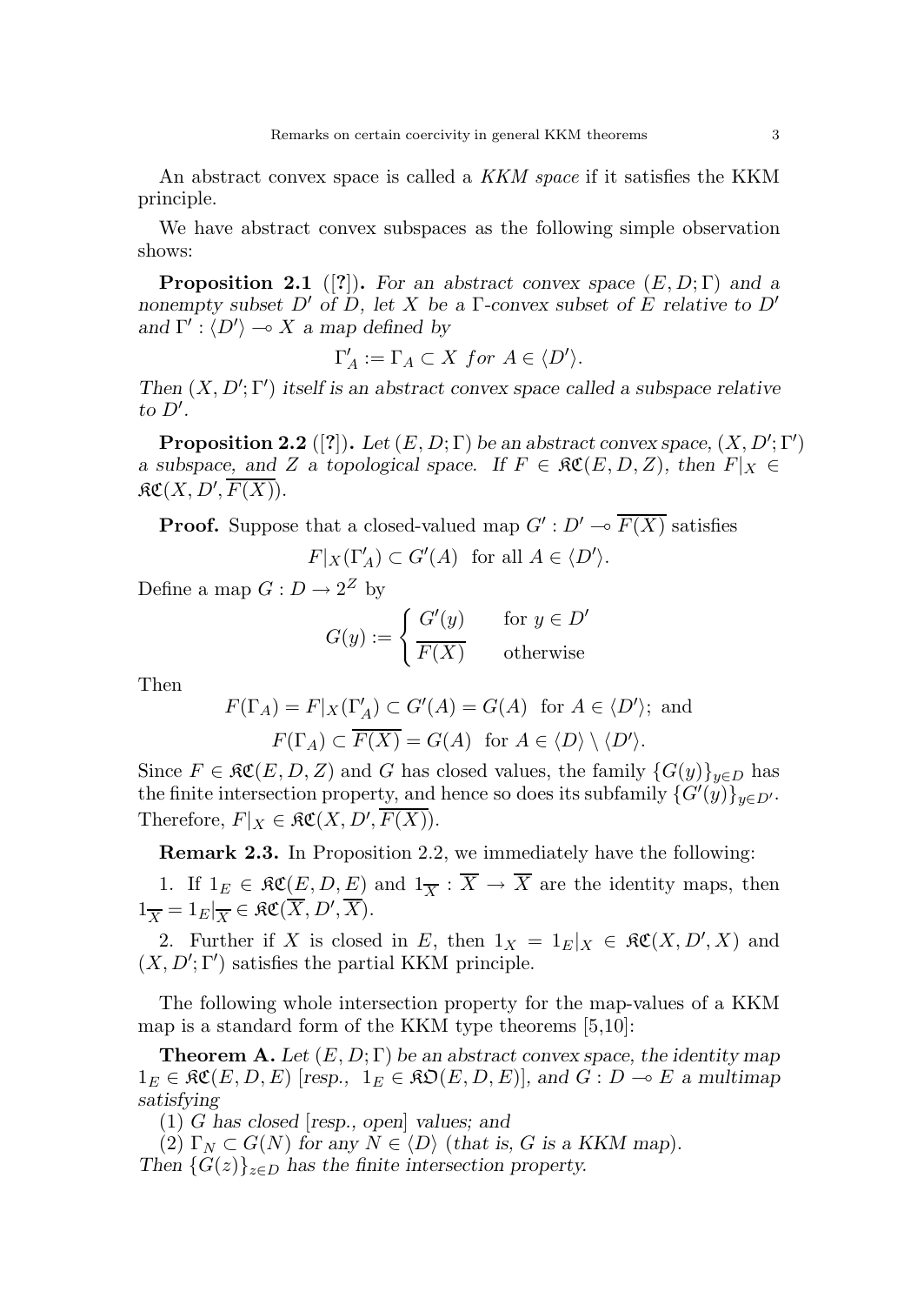An abstract convex space is called a *KKM space* if it satisfies the KKM principle.

We have abstract convex subspaces as the following simple observation shows:

**Proposition 2.1** ([?]). *For an abstract convex space $(E, D; \Gamma)$ and a nonempty subset $D'$ of $D$, let $X$ be a $\Gamma$-convex subset of $E$ relative to $D'$ and $\Gamma' : \langle D' \rangle \multimap X$ a map defined by*

$$\Gamma'_A := \Gamma_A \subset X \ \textit{for} \ A \in \langle D' \rangle.$$

*Then $(X, D'; \Gamma')$ itself is an abstract convex space called a subspace relative to $D'$.*

**Proposition 2.2** ([?]). *Let $(E, D; \Gamma)$ be an abstract convex space, $(X, D'; \Gamma')$ a subspace, and $Z$ a topological space. If $F \in \mathfrak{KC}(E, D, Z)$, then $F|_X \in \mathfrak{KC}(X, D', \overline{F(X)})$.*

**Proof.** Suppose that a closed-valued map $G' : D' \multimap \overline{F(X)}$ satisfies

$$F|_X(\Gamma'_A) \subset G'(A) \ \text{ for all } A \in \langle D' \rangle.$$

Define a map $G : D \to 2^Z$ by

$$G(y) := \begin{cases} G'(y) & \text{for } y \in D' \\ \overline{F(X)} & \text{otherwise} \end{cases}$$

Then

$$F(\Gamma_A) = F|_X(\Gamma'_A) \subset G'(A) = G(A) \ \text{ for } A \in \langle D' \rangle; \text{ and}$$
$$F(\Gamma_A) \subset \overline{F(X)} = G(A) \ \text{ for } A \in \langle D \rangle \setminus \langle D' \rangle.$$

Since $F \in \mathfrak{KC}(E, D, Z)$ and $G$ has closed values, the family $\{G(y)\}_{y \in D}$ has the finite intersection property, and hence so does its subfamily $\{G'(y)\}_{y \in D'}$. Therefore, $F|_X \in \mathfrak{KC}(X, D', \overline{F(X)})$.

**Remark 2.3.** In Proposition 2.2, we immediately have the following:

1. If $1_E \in \mathfrak{KC}(E, D, E)$ and $1_{\overline{X}} : \overline{X} \to \overline{X}$ are the identity maps, then $1_{\overline{X}} = 1_E|_{\overline{X}} \in \mathfrak{KC}(\overline{X}, D', \overline{X})$.

2. Further if $X$ is closed in $E$, then $1_X = 1_E|_X \in \mathfrak{KC}(X, D', X)$ and $(X, D'; \Gamma')$ satisfies the partial KKM principle.

The following whole intersection property for the map-values of a KKM map is a standard form of the KKM type theorems [5,10]:

**Theorem A.** *Let $(E, D; \Gamma)$ be an abstract convex space, the identity map $1_E \in \mathfrak{KC}(E, D, E)$ [resp., $1_E \in \mathfrak{KO}(E, D, E)$], and $G : D \multimap E$ a multimap satisfying*

*(1) $G$ has closed [resp., open] values; and*

*(2) $\Gamma_N \subset G(N)$ for any $N \in \langle D \rangle$ (that is, $G$ is a KKM map).*

*Then $\{G(z)\}_{z \in D}$ has the finite intersection property.*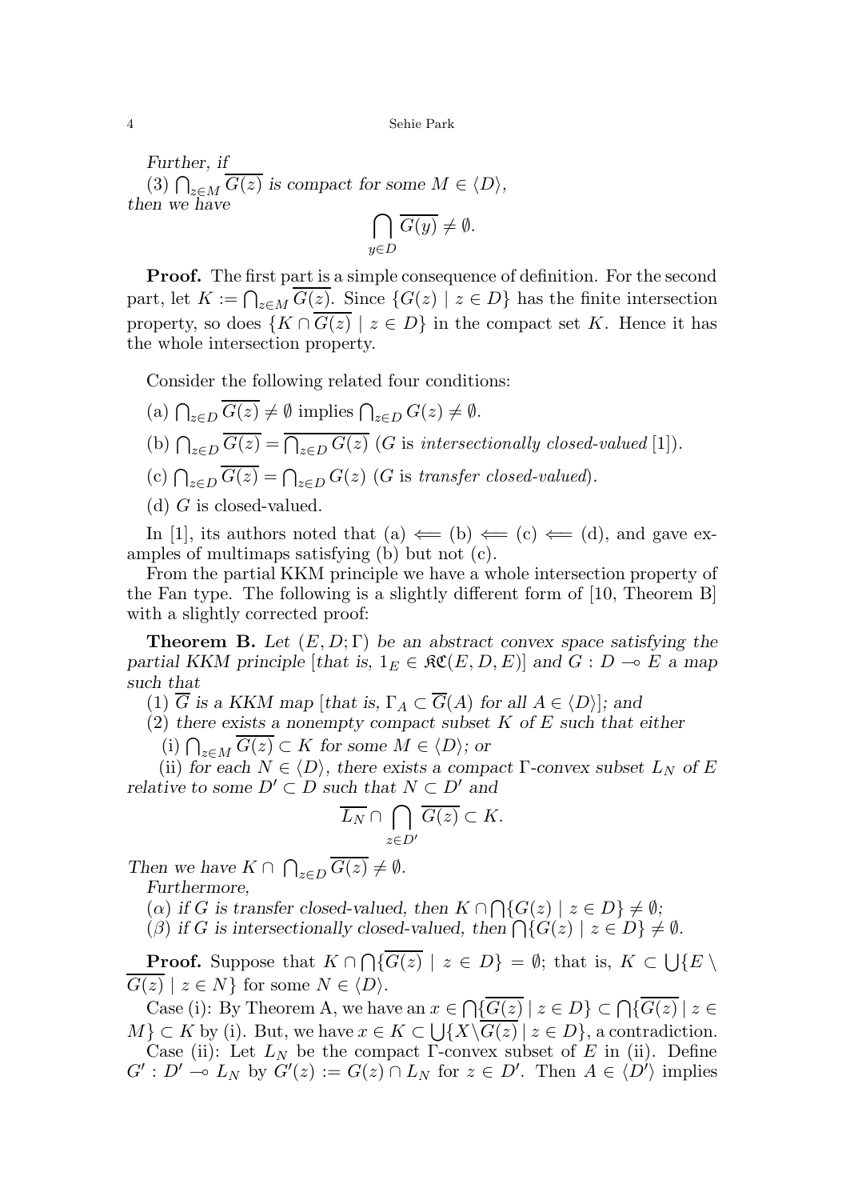*Further, if*

(3) $\bigcap_{z\in M} \overline{G(z)}$ *is compact for some* $M \in \langle D\rangle$,
*then we have*

$$\bigcap_{y\in D} \overline{G(y)} \neq \emptyset.$$

**Proof.** The first part is a simple consequence of definition. For the second part, let $K := \bigcap_{z\in M} \overline{G(z)}$. Since $\{G(z) \mid z \in D\}$ has the finite intersection property, so does $\{K \cap \overline{G(z)} \mid z \in D\}$ in the compact set $K$. Hence it has the whole intersection property.

Consider the following related four conditions:

(a) $\bigcap_{z\in D} \overline{G(z)} \neq \emptyset$ implies $\bigcap_{z\in D} G(z) \neq \emptyset$.

(b) $\bigcap_{z\in D} \overline{G(z)} = \overline{\bigcap_{z\in D} G(z)}$ ($G$ is *intersectionally closed-valued* [1]).

(c) $\bigcap_{z\in D} \overline{G(z)} = \bigcap_{z\in D} G(z)$ ($G$ is *transfer closed-valued*).

(d) $G$ is closed-valued.

In [1], its authors noted that (a) $\Longleftarrow$ (b) $\Longleftarrow$ (c) $\Longleftarrow$ (d), and gave examples of multimaps satisfying (b) but not (c).

From the partial KKM principle we have a whole intersection property of the Fan type. The following is a slightly different form of [10, Theorem B] with a slightly corrected proof:

**Theorem B.** *Let* $(E, D; \Gamma)$ *be an abstract convex space satisfying the partial KKM principle* [*that is,* $1_E \in \mathfrak{KC}(E, D, E)$] *and* $G : D \multimap E$ *a map such that*

(1) $\overline{G}$ *is a KKM map* [*that is,* $\Gamma_A \subset \overline{G}(A)$ *for all* $A \in \langle D\rangle$]*; and*

(2) *there exists a nonempty compact subset* $K$ *of* $E$ *such that either*

(i) $\bigcap_{z\in M} \overline{G(z)} \subset K$ *for some* $M \in \langle D\rangle$*; or*

(ii) *for each* $N \in \langle D\rangle$*, there exists a compact* $\Gamma$*-convex subset* $L_N$ *of* $E$ *relative to some* $D' \subset D$ *such that* $N \subset D'$ *and*

$$\overline{L_N} \cap \bigcap_{z\in D'} \overline{G(z)} \subset K.$$

*Then we have* $K \cap \bigcap_{z\in D} \overline{G(z)} \neq \emptyset$.

*Furthermore,*

($\alpha$) *if* $G$ *is transfer closed-valued, then* $K \cap \bigcap\{G(z) \mid z \in D\} \neq \emptyset$*;*

($\beta$) *if* $G$ *is intersectionally closed-valued, then* $\bigcap\{G(z) \mid z \in D\} \neq \emptyset$.

**Proof.** Suppose that $K \cap \bigcap\{\overline{G(z)} \mid z \in D\} = \emptyset$; that is, $K \subset \bigcup\{E \setminus \overline{G(z)} \mid z \in N\}$ for some $N \in \langle D\rangle$.

Case (i): By Theorem A, we have an $x \in \bigcap\{\overline{G(z)} \mid z \in D\} \subset \bigcap\{\overline{G(z)} \mid z \in M\} \subset K$ by (i). But, we have $x \in K \subset \bigcup\{X \setminus \overline{G(z)} \mid z \in D\}$, a contradiction.

Case (ii): Let $L_N$ be the compact $\Gamma$-convex subset of $E$ in (ii). Define $G' : D' \multimap L_N$ by $G'(z) := G(z) \cap L_N$ for $z \in D'$. Then $A \in \langle D'\rangle$ implies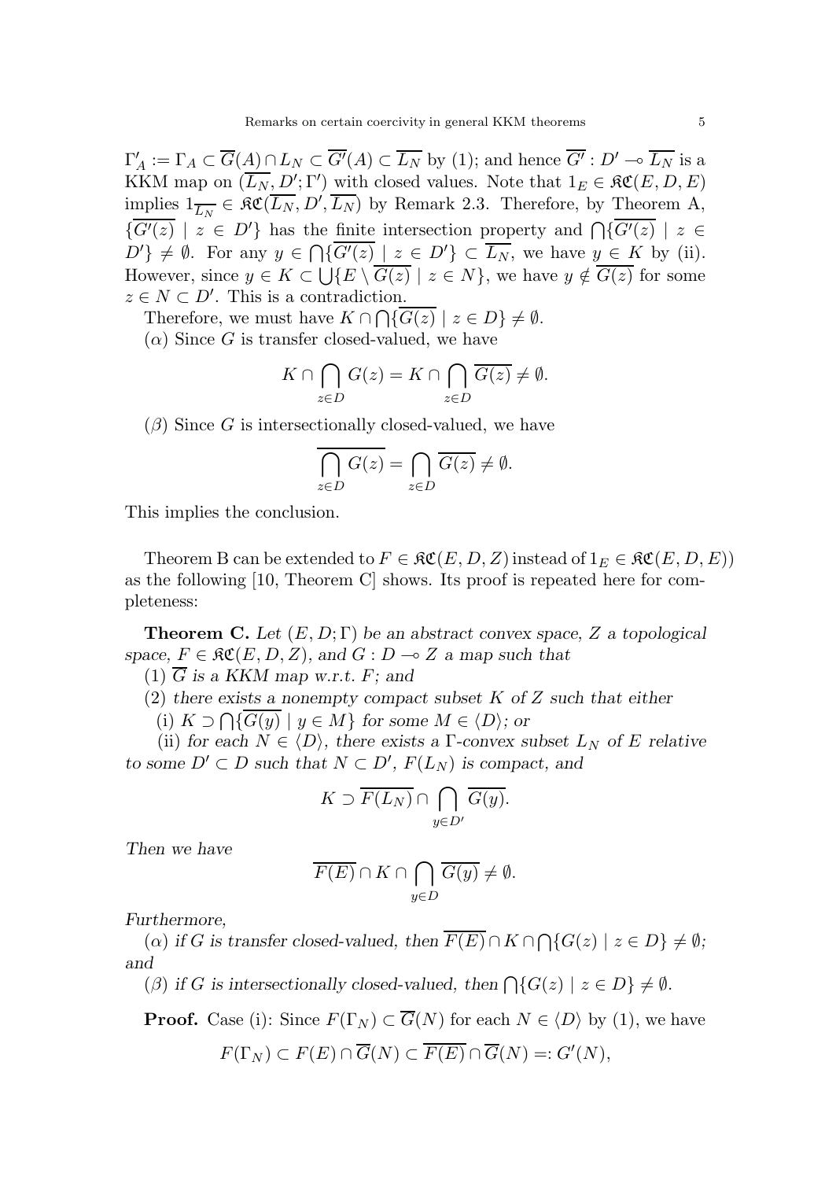$\Gamma'_A := \Gamma_A \subset \overline{G}(A) \cap L_N \subset \overline{G'}(A) \subset \overline{L_N}$ by (1); and hence $\overline{G'} : D' \multimap \overline{L_N}$ is a KKM map on $(\overline{L_N}, D'; \Gamma')$ with closed values. Note that $1_E \in \mathfrak{KC}(E, D, E)$ implies $1_{\overline{L_N}} \in \mathfrak{KC}(\overline{L_N}, D', \overline{L_N})$ by Remark 2.3. Therefore, by Theorem A, $\{\overline{G'(z)} \mid z \in D'\}$ has the finite intersection property and $\bigcap\{\overline{G'(z)} \mid z \in D'\} \neq \emptyset$. For any $y \in \bigcap\{\overline{G'(z)} \mid z \in D'\} \subset \overline{L_N}$, we have $y \in K$ by (ii). However, since $y \in K \subset \bigcup\{E \setminus \overline{G(z)} \mid z \in N\}$, we have $y \notin \overline{G(z)}$ for some $z \in N \subset D'$. This is a contradiction.

Therefore, we must have $K \cap \bigcap\{\overline{G(z)} \mid z \in D\} \neq \emptyset$.

($\alpha$) Since $G$ is transfer closed-valued, we have

$$K \cap \bigcap_{z \in D} G(z) = K \cap \bigcap_{z \in D} \overline{G(z)} \neq \emptyset.$$

($\beta$) Since $G$ is intersectionally closed-valued, we have

$$\overline{\bigcap_{z \in D} G(z)} = \bigcap_{z \in D} \overline{G(z)} \neq \emptyset.$$

This implies the conclusion.

Theorem B can be extended to $F \in \mathfrak{KC}(E, D, Z)$ instead of $1_E \in \mathfrak{KC}(E, D, E)$) as the following [10, Theorem C] shows. Its proof is repeated here for completeness:

**Theorem C.** *Let $(E, D; \Gamma)$ be an abstract convex space, $Z$ a topological space, $F \in \mathfrak{KC}(E, D, Z)$, and $G : D \multimap Z$ a map such that*

(1) *$\overline{G}$ is a KKM map w.r.t. $F$; and*

(2) *there exists a nonempty compact subset $K$ of $Z$ such that either*

(i) *$K \supset \bigcap\{\overline{G(y)} \mid y \in M\}$ for some $M \in \langle D \rangle$; or*

(ii) *for each $N \in \langle D \rangle$, there exists a $\Gamma$-convex subset $L_N$ of $E$ relative to some $D' \subset D$ such that $N \subset D'$, $F(L_N)$ is compact, and*

$$K \supset \overline{F(L_N)} \cap \bigcap_{y \in D'} \overline{G(y)}.$$

*Then we have*

$$\overline{F(E)} \cap K \cap \bigcap_{y \in D} \overline{G(y)} \neq \emptyset.$$

*Furthermore,*

($\alpha$) *if $G$ is transfer closed-valued, then $\overline{F(E)} \cap K \cap \bigcap\{G(z) \mid z \in D\} \neq \emptyset$; and*

($\beta$) *if $G$ is intersectionally closed-valued, then $\bigcap\{G(z) \mid z \in D\} \neq \emptyset$.*

**Proof.** Case (i): Since $F(\Gamma_N) \subset \overline{G}(N)$ for each $N \in \langle D \rangle$ by (1), we have

$$F(\Gamma_N) \subset F(E) \cap \overline{G}(N) \subset \overline{F(E)} \cap \overline{G}(N) =: G'(N),$$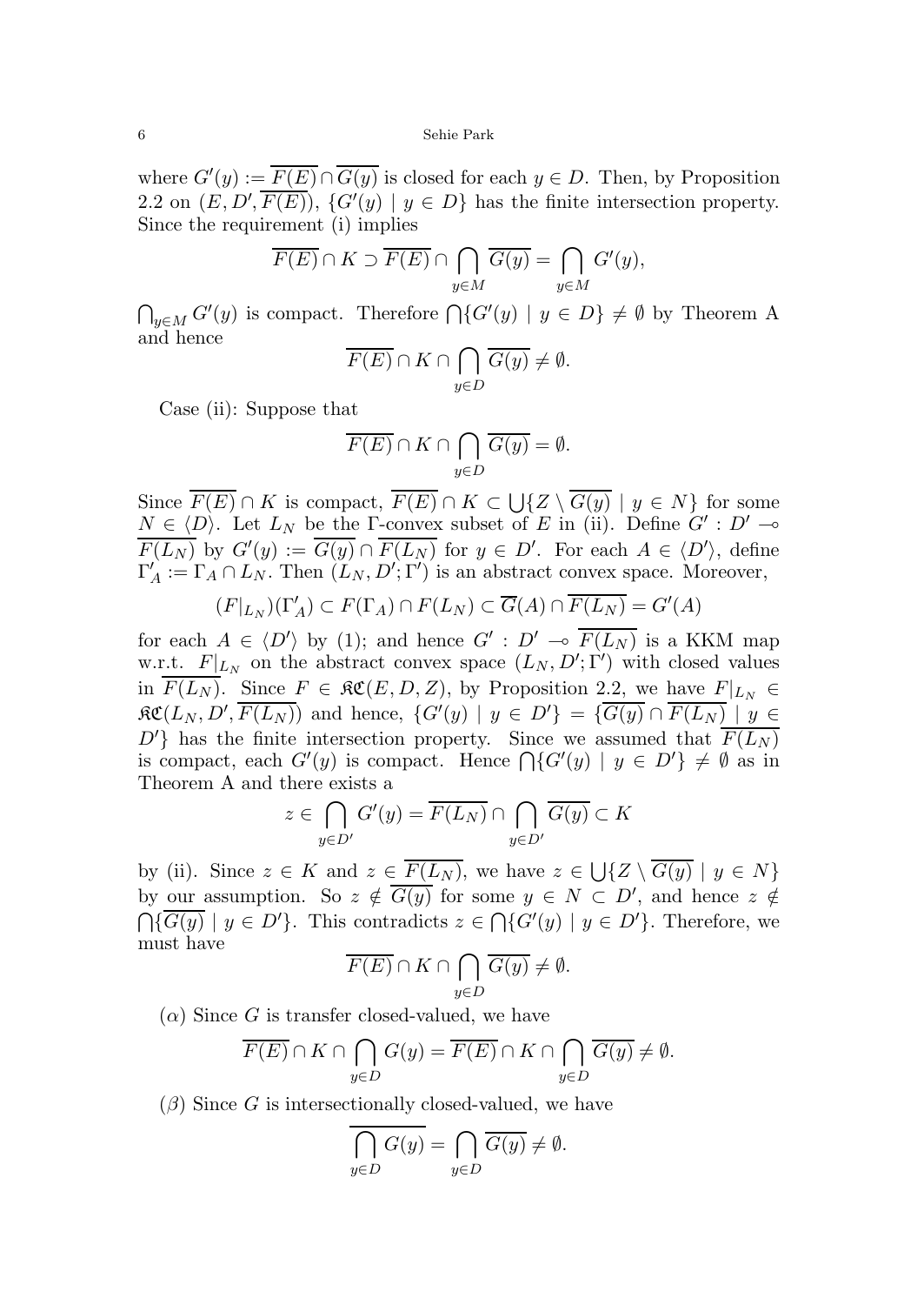where $G'(y) := \overline{F(E)} \cap \overline{G(y)}$ is closed for each $y \in D$. Then, by Proposition 2.2 on $(E, D', \overline{F(E)})$, $\{G'(y) \mid y \in D\}$ has the finite intersection property. Since the requirement (i) implies

$$\overline{F(E)} \cap K \supset \overline{F(E)} \cap \bigcap_{y \in M} \overline{G(y)} = \bigcap_{y \in M} G'(y),$$

$\bigcap_{y \in M} G'(y)$ is compact. Therefore $\bigcap \{G'(y) \mid y \in D\} \neq \emptyset$ by Theorem A and hence

$$\overline{F(E)} \cap K \cap \bigcap_{y \in D} \overline{G(y)} \neq \emptyset.$$

Case (ii): Suppose that

$$\overline{F(E)} \cap K \cap \bigcap_{y \in D} \overline{G(y)} = \emptyset.$$

Since $\overline{F(E)} \cap K$ is compact, $\overline{F(E)} \cap K \subset \bigcup \{Z \setminus \overline{G(y)} \mid y \in N\}$ for some $N \in \langle D \rangle$. Let $L_N$ be the $\Gamma$-convex subset of $E$ in (ii). Define $G' : D' \multimap \overline{F(L_N)}$ by $G'(y) := \overline{G(y)} \cap \overline{F(L_N)}$ for $y \in D'$. For each $A \in \langle D' \rangle$, define $\Gamma'_A := \Gamma_A \cap L_N$. Then $(L_N, D'; \Gamma')$ is an abstract convex space. Moreover,

$$(F|_{L_N})(\Gamma'_A) \subset F(\Gamma_A) \cap F(L_N) \subset \overline{G}(A) \cap \overline{F(L_N)} = G'(A)$$

for each $A \in \langle D' \rangle$ by (1); and hence $G' : D' \multimap \overline{F(L_N)}$ is a KKM map w.r.t. $F|_{L_N}$ on the abstract convex space $(L_N, D'; \Gamma')$ with closed values in $\overline{F(L_N)}$. Since $F \in \mathfrak{KC}(E, D, Z)$, by Proposition 2.2, we have $F|_{L_N} \in \mathfrak{KC}(L_N, D', \overline{F(L_N)})$ and hence, $\{G'(y) \mid y \in D'\} = \{\overline{G(y)} \cap \overline{F(L_N)} \mid y \in D'\}$ has the finite intersection property. Since we assumed that $\overline{F(L_N)}$ is compact, each $G'(y)$ is compact. Hence $\bigcap \{G'(y) \mid y \in D'\} \neq \emptyset$ as in Theorem A and there exists a

$$z \in \bigcap_{y \in D'} G'(y) = \overline{F(L_N)} \cap \bigcap_{y \in D'} \overline{G(y)} \subset K$$

by (ii). Since $z \in K$ and $z \in \overline{F(L_N)}$, we have $z \in \bigcup \{Z \setminus \overline{G(y)} \mid y \in N\}$ by our assumption. So $z \notin \overline{G(y)}$ for some $y \in N \subset D'$, and hence $z \notin \bigcap \{\overline{G(y)} \mid y \in D'\}$. This contradicts $z \in \bigcap \{G'(y) \mid y \in D'\}$. Therefore, we must have

$$\overline{F(E)} \cap K \cap \bigcap_{y \in D} \overline{G(y)} \neq \emptyset.$$

($\alpha$) Since $G$ is transfer closed-valued, we have

$$\overline{F(E)} \cap K \cap \bigcap_{y \in D} G(y) = \overline{F(E)} \cap K \cap \bigcap_{y \in D} \overline{G(y)} \neq \emptyset.$$

($\beta$) Since $G$ is intersectionally closed-valued, we have

$$\overline{\bigcap_{y \in D} G(y)} = \bigcap_{y \in D} \overline{G(y)} \neq \emptyset.$$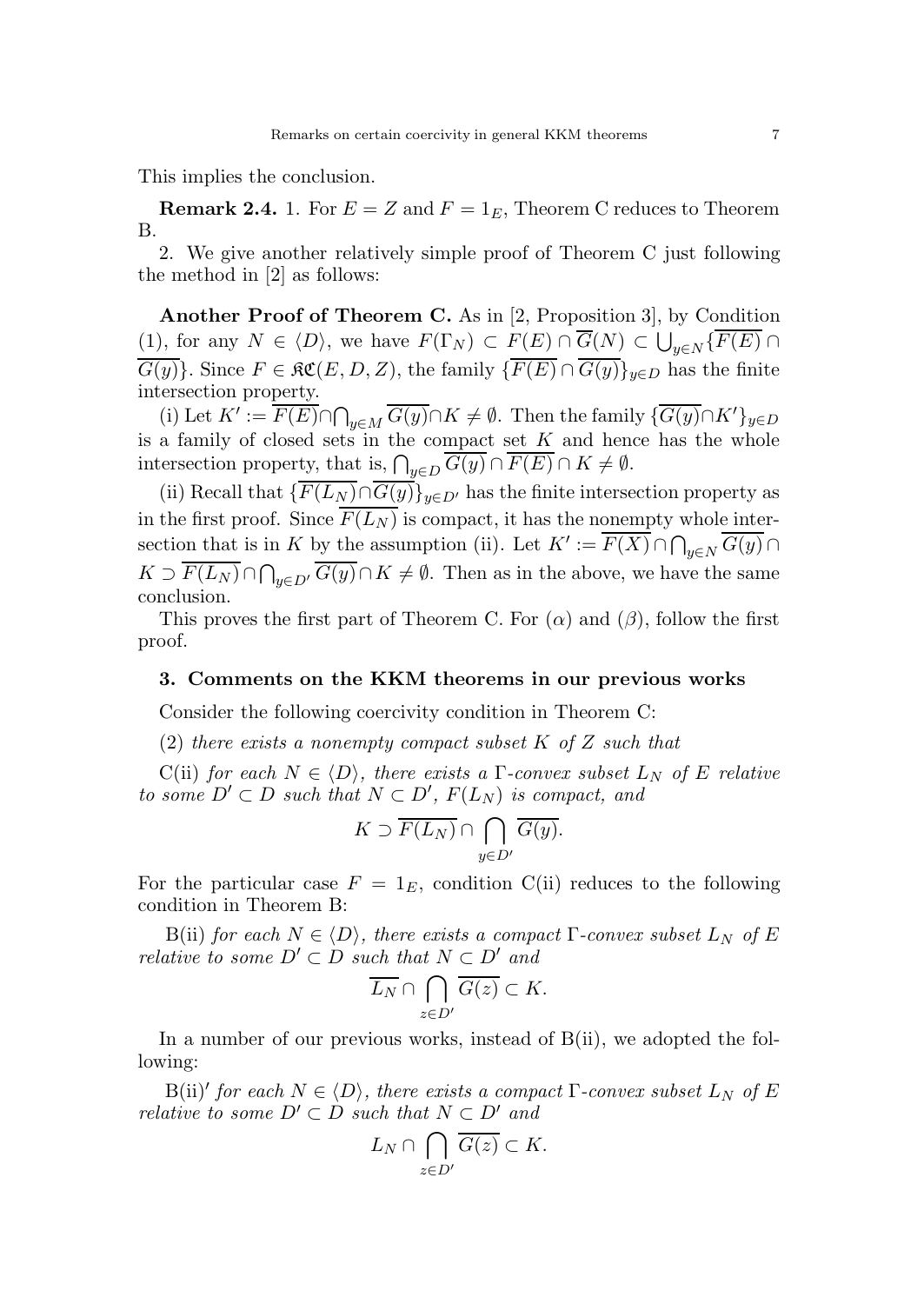This implies the conclusion.

**Remark 2.4.** 1. For $E = Z$ and $F = 1_E$, Theorem C reduces to Theorem B.

2. We give another relatively simple proof of Theorem C just following the method in [2] as follows:

**Another Proof of Theorem C.** As in [2, Proposition 3], by Condition (1), for any $N \in \langle D \rangle$, we have $F(\Gamma_N) \subset F(E) \cap \overline{G}(N) \subset \bigcup_{y \in N} \{\overline{F(E)} \cap \overline{G(y)}\}$. Since $F \in \mathfrak{KC}(E, D, Z)$, the family $\{\overline{F(E)} \cap \overline{G(y)}\}_{y \in D}$ has the finite intersection property.

(i) Let $K' := \overline{F(E)} \cap \bigcap_{y \in M} \overline{G(y)} \cap K \neq \emptyset$. Then the family $\{\overline{G(y)} \cap K'\}_{y \in D}$ is a family of closed sets in the compact set $K$ and hence has the whole intersection property, that is, $\bigcap_{y \in D} \overline{G(y)} \cap \overline{F(E)} \cap K \neq \emptyset$.

(ii) Recall that $\{\overline{F(L_N)} \cap \overline{G(y)}\}_{y \in D'}$ has the finite intersection property as in the first proof. Since $\overline{F(L_N)}$ is compact, it has the nonempty whole intersection that is in $K$ by the assumption (ii). Let $K' := \overline{F(X)} \cap \bigcap_{y \in N} \overline{G(y)} \cap K \supset \overline{F(L_N)} \cap \bigcap_{y \in D'} \overline{G(y)} \cap K \neq \emptyset$. Then as in the above, we have the same conclusion.

This proves the first part of Theorem C. For $(\alpha)$ and $(\beta)$, follow the first proof.

## 3. Comments on the KKM theorems in our previous works

Consider the following coercivity condition in Theorem C:

(2) *there exists a nonempty compact subset $K$ of $Z$ such that*

C(ii) *for each $N \in \langle D \rangle$, there exists a $\Gamma$-convex subset $L_N$ of $E$ relative to some $D' \subset D$ such that $N \subset D'$, $F(L_N)$ is compact, and*

$$K \supset \overline{F(L_N)} \cap \bigcap_{y \in D'} \overline{G(y)}.$$

For the particular case $F = 1_E$, condition C(ii) reduces to the following condition in Theorem B:

B(ii) *for each $N \in \langle D \rangle$, there exists a compact $\Gamma$-convex subset $L_N$ of $E$ relative to some $D' \subset D$ such that $N \subset D'$ and*

$$\overline{L_N} \cap \bigcap_{z \in D'} \overline{G(z)} \subset K.$$

In a number of our previous works, instead of B(ii), we adopted the following:

B(ii)$'$ *for each $N \in \langle D \rangle$, there exists a compact $\Gamma$-convex subset $L_N$ of $E$ relative to some $D' \subset D$ such that $N \subset D'$ and*

$$L_N \cap \bigcap_{z \in D'} \overline{G(z)} \subset K.$$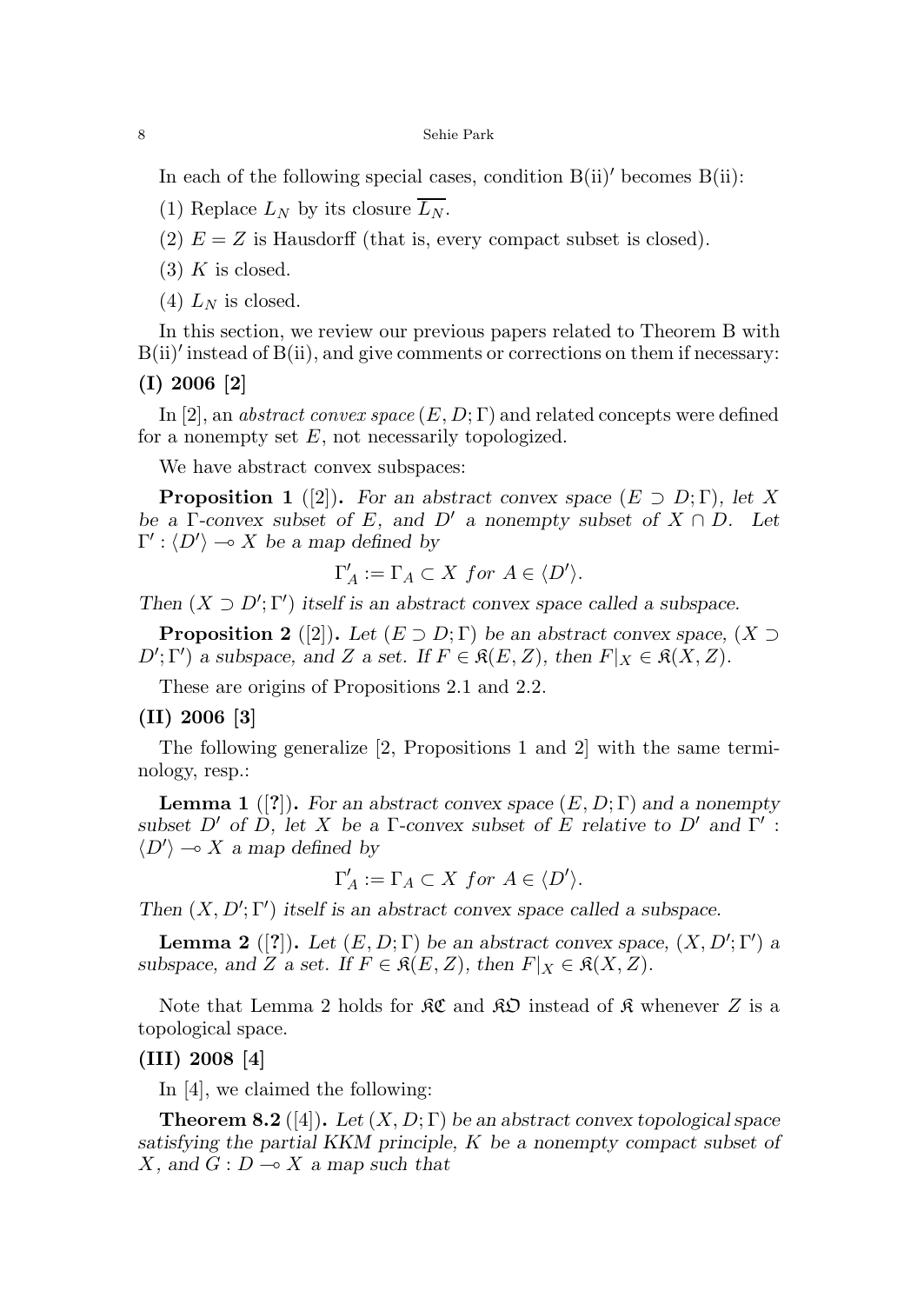In each of the following special cases, condition B(ii)$'$ becomes B(ii):

(1) Replace $L_N$ by its closure $\overline{L_N}$.

(2) $E = Z$ is Hausdorff (that is, every compact subset is closed).

(3) $K$ is closed.

(4) $L_N$ is closed.

In this section, we review our previous papers related to Theorem B with B(ii)$'$ instead of B(ii), and give comments or corrections on them if necessary:

**(I) 2006 [2]**

In [2], an *abstract convex space* $(E, D; \Gamma)$ and related concepts were defined for a nonempty set $E$, not necessarily topologized.

We have abstract convex subspaces:

**Proposition 1** ([2]). *For an abstract convex space $(E \supset D; \Gamma)$, let $X$ be a $\Gamma$-convex subset of $E$, and $D'$ a nonempty subset of $X \cap D$. Let $\Gamma' : \langle D' \rangle \multimap X$ be a map defined by*

$$\Gamma'_A := \Gamma_A \subset X \ \ for \ \ A \in \langle D' \rangle.$$

*Then $(X \supset D'; \Gamma')$ itself is an abstract convex space called a subspace.*

**Proposition 2** ([2]). *Let $(E \supset D; \Gamma)$ be an abstract convex space, $(X \supset D'; \Gamma')$ a subspace, and $Z$ a set. If $F \in \mathfrak{K}(E, Z)$, then $F|_X \in \mathfrak{K}(X, Z)$.*

These are origins of Propositions 2.1 and 2.2.

**(II) 2006 [3]**

The following generalize [2, Propositions 1 and 2] with the same terminology, resp.:

**Lemma 1** ([?]). *For an abstract convex space $(E, D; \Gamma)$ and a nonempty subset $D'$ of $D$, let $X$ be a $\Gamma$-convex subset of $E$ relative to $D'$ and $\Gamma' : \langle D' \rangle \multimap X$ a map defined by*

$$\Gamma'_A := \Gamma_A \subset X \ \ for \ \ A \in \langle D' \rangle.$$

*Then $(X, D'; \Gamma')$ itself is an abstract convex space called a subspace.*

**Lemma 2** ([?]). *Let $(E, D; \Gamma)$ be an abstract convex space, $(X, D'; \Gamma')$ a subspace, and $Z$ a set. If $F \in \mathfrak{K}(E, Z)$, then $F|_X \in \mathfrak{K}(X, Z)$.*

Note that Lemma 2 holds for $\mathfrak{KC}$ and $\mathfrak{KO}$ instead of $\mathfrak{K}$ whenever $Z$ is a topological space.

**(III) 2008 [4]**

In [4], we claimed the following:

**Theorem 8.2** ([4]). *Let $(X, D; \Gamma)$ be an abstract convex topological space satisfying the partial KKM principle, $K$ be a nonempty compact subset of $X$, and $G : D \multimap X$ a map such that*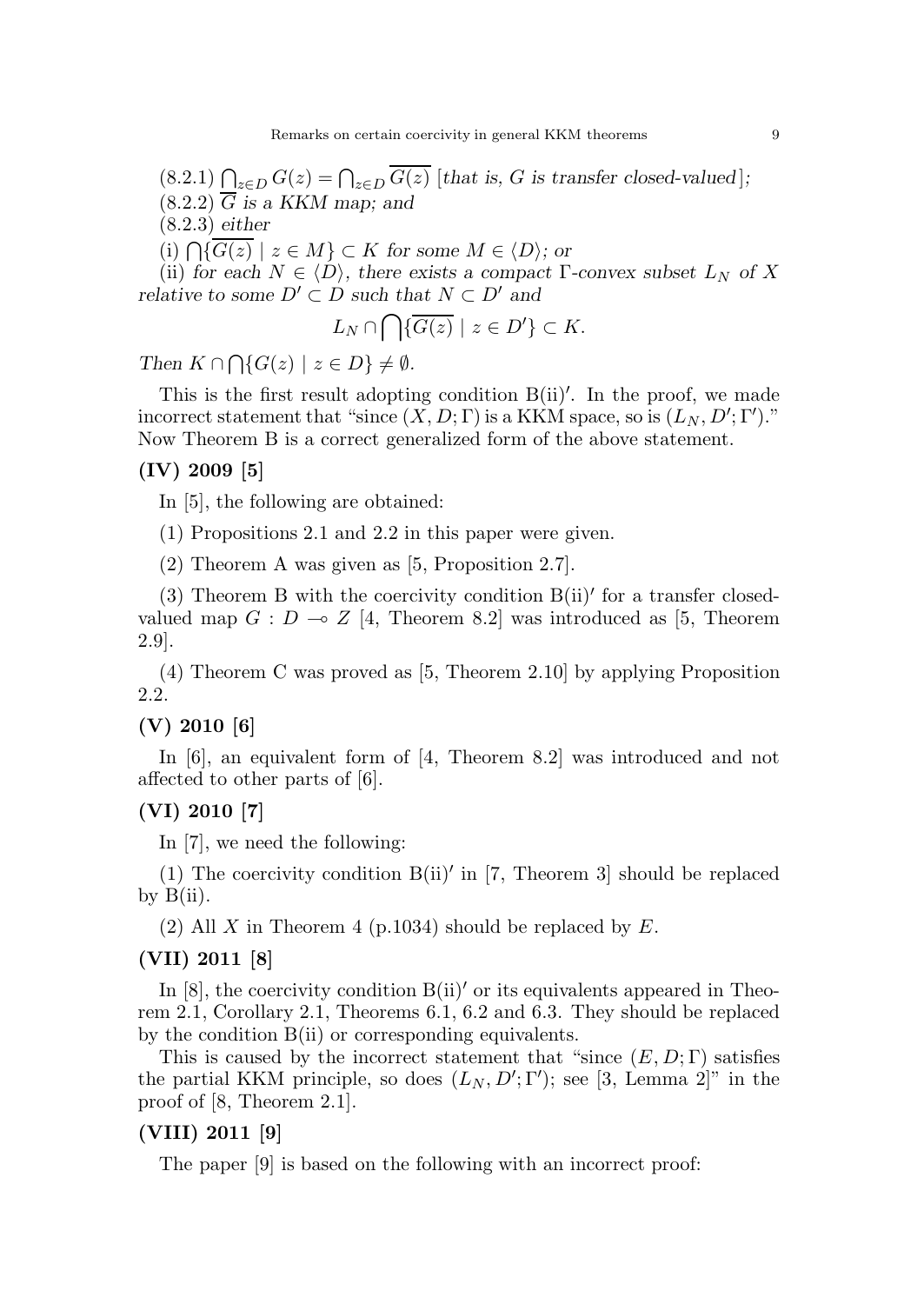(8.2.1) $\bigcap_{z \in D} G(z) = \bigcap_{z \in D} \overline{G(z)}$ [*that is, $G$ is transfer closed-valued*];

(8.2.2) $\overline{G}$ *is a KKM map; and*

(8.2.3) *either*

(i) $\bigcap\{\overline{G(z)} \mid z \in M\} \subset K$ *for some* $M \in \langle D \rangle$*; or*

(ii) *for each* $N \in \langle D \rangle$*, there exists a compact* $\Gamma$*-convex subset* $L_N$ *of* $X$ *relative to some* $D' \subset D$ *such that* $N \subset D'$ *and*

$$L_N \cap \bigcap\{\overline{G(z)} \mid z \in D'\} \subset K.$$

*Then* $K \cap \bigcap\{G(z) \mid z \in D\} \neq \emptyset$.

This is the first result adopting condition B(ii)′. In the proof, we made incorrect statement that "since $(X, D; \Gamma)$ is a KKM space, so is $(L_N, D'; \Gamma')$." Now Theorem B is a correct generalized form of the above statement.

### (IV) 2009 [5]

In [5], the following are obtained:

(1) Propositions 2.1 and 2.2 in this paper were given.

(2) Theorem A was given as [5, Proposition 2.7].

(3) Theorem B with the coercivity condition B(ii)′ for a transfer closed-valued map $G : D \multimap Z$ [4, Theorem 8.2] was introduced as [5, Theorem 2.9].

(4) Theorem C was proved as [5, Theorem 2.10] by applying Proposition 2.2.

### (V) 2010 [6]

In [6], an equivalent form of [4, Theorem 8.2] was introduced and not affected to other parts of [6].

### (VI) 2010 [7]

In [7], we need the following:

(1) The coercivity condition B(ii)′ in [7, Theorem 3] should be replaced by B(ii).

(2) All $X$ in Theorem 4 (p.1034) should be replaced by $E$.

### (VII) 2011 [8]

In [8], the coercivity condition B(ii)′ or its equivalents appeared in Theorem 2.1, Corollary 2.1, Theorems 6.1, 6.2 and 6.3. They should be replaced by the condition B(ii) or corresponding equivalents.

This is caused by the incorrect statement that "since $(E, D; \Gamma)$ satisfies the partial KKM principle, so does $(L_N, D'; \Gamma')$; see [3, Lemma 2]" in the proof of [8, Theorem 2.1].

### (VIII) 2011 [9]

The paper [9] is based on the following with an incorrect proof: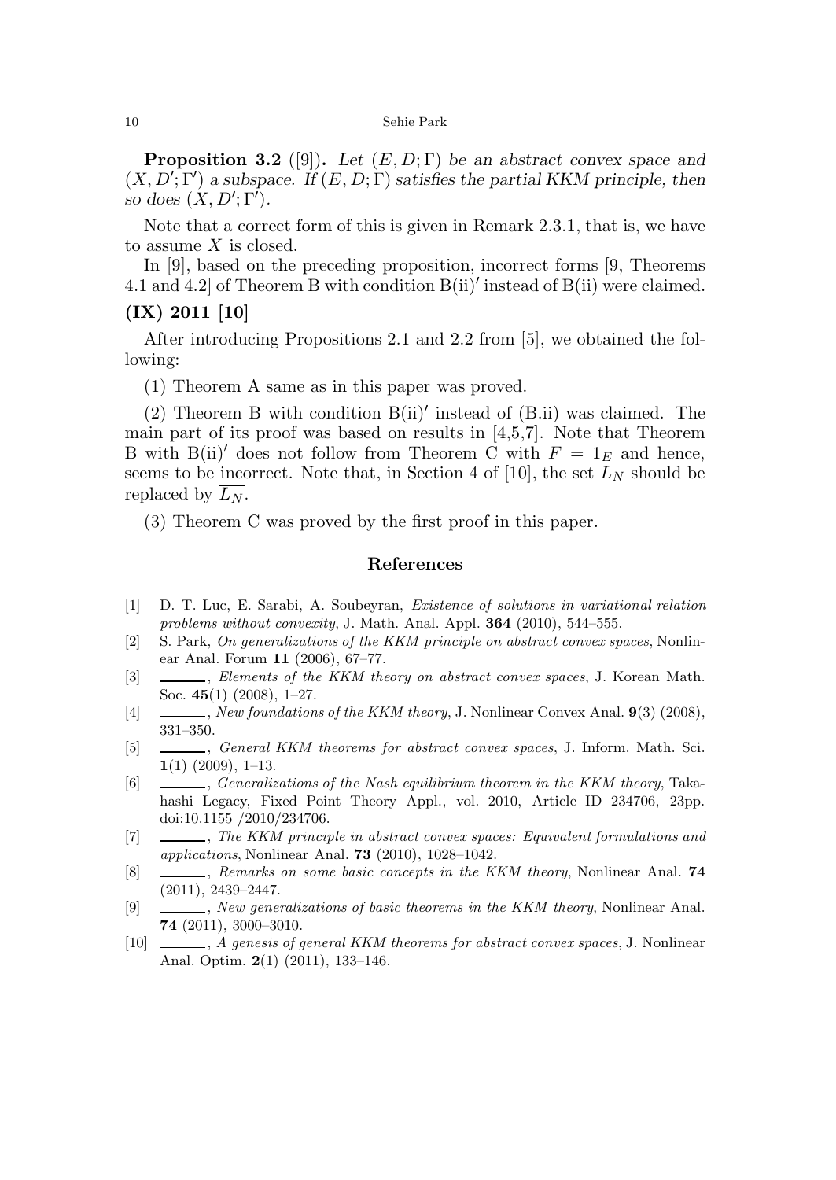**Proposition 3.2** ([9])**.** *Let $(E, D; \Gamma)$ be an abstract convex space and $(X, D'; \Gamma')$ a subspace. If $(E, D; \Gamma)$ satisfies the partial KKM principle, then so does $(X, D'; \Gamma')$.*

Note that a correct form of this is given in Remark 2.3.1, that is, we have to assume $X$ is closed.

In [9], based on the preceding proposition, incorrect forms [9, Theorems 4.1 and 4.2] of Theorem B with condition B(ii)$'$ instead of B(ii) were claimed.

**(IX) 2011 [10]**

After introducing Propositions 2.1 and 2.2 from [5], we obtained the following:

(1) Theorem A same as in this paper was proved.

(2) Theorem B with condition B(ii)$'$ instead of (B.ii) was claimed. The main part of its proof was based on results in [4,5,7]. Note that Theorem B with B(ii)$'$ does not follow from Theorem C with $F = 1_E$ and hence, seems to be incorrect. Note that, in Section 4 of [10], the set $L_N$ should be replaced by $\overline{L_N}$.

(3) Theorem C was proved by the first proof in this paper.

## References

[1] D. T. Luc, E. Sarabi, A. Soubeyran, *Existence of solutions in variational relation problems without convexity*, J. Math. Anal. Appl. **364** (2010), 544–555.

[2] S. Park, *On generalizations of the KKM principle on abstract convex spaces*, Nonlinear Anal. Forum **11** (2006), 67–77.

[3] ______, *Elements of the KKM theory on abstract convex spaces*, J. Korean Math. Soc. **45**(1) (2008), 1–27.

[4] ______, *New foundations of the KKM theory*, J. Nonlinear Convex Anal. **9**(3) (2008), 331–350.

[5] ______, *General KKM theorems for abstract convex spaces*, J. Inform. Math. Sci. **1**(1) (2009), 1–13.

[6] ______, *Generalizations of the Nash equilibrium theorem in the KKM theory*, Takahashi Legacy, Fixed Point Theory Appl., vol. 2010, Article ID 234706, 23pp. doi:10.1155 /2010/234706.

[7] ______, *The KKM principle in abstract convex spaces: Equivalent formulations and applications*, Nonlinear Anal. **73** (2010), 1028–1042.

[8] ______, *Remarks on some basic concepts in the KKM theory*, Nonlinear Anal. **74** (2011), 2439–2447.

[9] ______, *New generalizations of basic theorems in the KKM theory*, Nonlinear Anal. **74** (2011), 3000–3010.

[10] ______, *A genesis of general KKM theorems for abstract convex spaces*, J. Nonlinear Anal. Optim. **2**(1) (2011), 133–146.